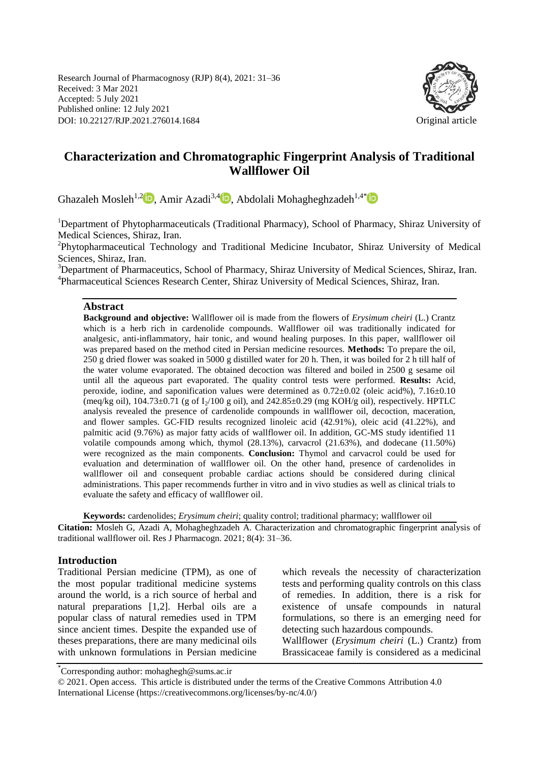Research Journal of Pharmacognosy (RJP) 8(4), 2021: 31–36
Received: 3 Mar 2021
Accepted: 5 July 2021
Published online: 12 July 2021
DOI: 10.22127/RJP.2021.276014.1684

Original article

# Characterization and Chromatographic Fingerprint Analysis of Traditional Wallflower Oil

Ghazaleh Mosleh[1,2], Amir Azadi[3,4], Abdolali Mohagheghzadeh[1,4*]

[1]Department of Phytopharmaceuticals (Traditional Pharmacy), School of Pharmacy, Shiraz University of Medical Sciences, Shiraz, Iran.
[2]Phytopharmaceutical Technology and Traditional Medicine Incubator, Shiraz University of Medical Sciences, Shiraz, Iran.
[3]Department of Pharmaceutics, School of Pharmacy, Shiraz University of Medical Sciences, Shiraz, Iran.
[4]Pharmaceutical Sciences Research Center, Shiraz University of Medical Sciences, Shiraz, Iran.

## Abstract

**Background and objective:** Wallflower oil is made from the flowers of *Erysimum cheiri* (L.) Crantz which is a herb rich in cardenolide compounds. Wallflower oil was traditionally indicated for analgesic, anti-inflammatory, hair tonic, and wound healing purposes. In this paper, wallflower oil was prepared based on the method cited in Persian medicine resources. **Methods:** To prepare the oil, 250 g dried flower was soaked in 5000 g distilled water for 20 h. Then, it was boiled for 2 h till half of the water volume evaporated. The obtained decoction was filtered and boiled in 2500 g sesame oil until all the aqueous part evaporated. The quality control tests were performed. **Results:** Acid, peroxide, iodine, and saponification values were determined as 0.72±0.02 (oleic acid%), 7.16±0.10 (meq/kg oil), 104.73±0.71 (g of $I_2$/100 g oil), and 242.85±0.29 (mg KOH/g oil), respectively. HPTLC analysis revealed the presence of cardenolide compounds in wallflower oil, decoction, maceration, and flower samples. GC-FID results recognized linoleic acid (42.91%), oleic acid (41.22%), and palmitic acid (9.76%) as major fatty acids of wallflower oil. In addition, GC-MS study identified 11 volatile compounds among which, thymol (28.13%), carvacrol (21.63%), and dodecane (11.50%) were recognized as the main components. **Conclusion:** Thymol and carvacrol could be used for evaluation and determination of wallflower oil. On the other hand, presence of cardenolides in wallflower oil and consequent probable cardiac actions should be considered during clinical administrations. This paper recommends further in vitro and in vivo studies as well as clinical trials to evaluate the safety and efficacy of wallflower oil.

**Keywords:** cardenolides; *Erysimum cheiri*; quality control; traditional pharmacy; wallflower oil

**Citation:** Mosleh G, Azadi A, Mohagheghzadeh A. Characterization and chromatographic fingerprint analysis of traditional wallflower oil. Res J Pharmacogn. 2021; 8(4): 31–36.

## Introduction

Traditional Persian medicine (TPM), as one of the most popular traditional medicine systems around the world, is a rich source of herbal and natural preparations [1,2]. Herbal oils are a popular class of natural remedies used in TPM since ancient times. Despite the expanded use of theses preparations, there are many medicinal oils with unknown formulations in Persian medicine which reveals the necessity of characterization tests and performing quality controls on this class of remedies. In addition, there is a risk for existence of unsafe compounds in natural formulations, so there is an emerging need for detecting such hazardous compounds.

Wallflower (*Erysimum cheiri* (L.) Crantz) from Brassicaceae family is considered as a medicinal

*Corresponding author: mohaghegh@sums.ac.ir

© 2021. Open access. This article is distributed under the terms of the Creative Commons Attribution 4.0 International License (https://creativecommons.org/licenses/by-nc/4.0/)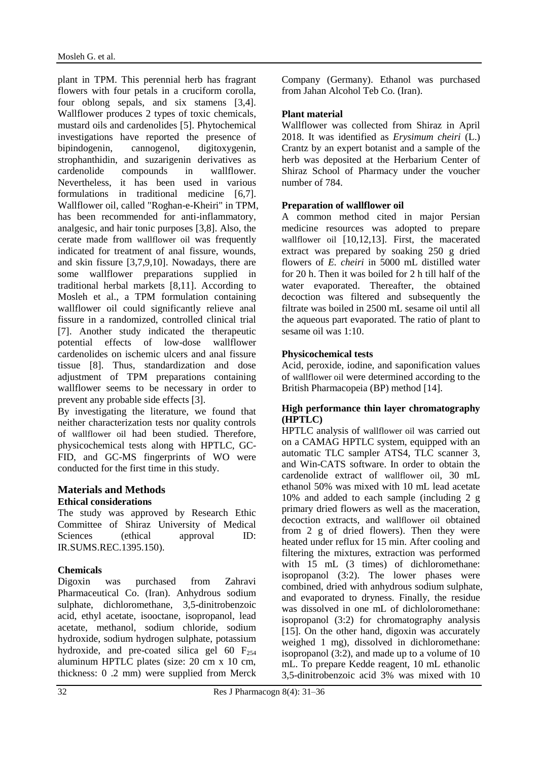plant in TPM. This perennial herb has fragrant flowers with four petals in a cruciform corolla, four oblong sepals, and six stamens [3,4]. Wallflower produces 2 types of toxic chemicals, mustard oils and cardenolides [5]. Phytochemical investigations have reported the presence of bipindogenin, cannogenol, digitoxygenin, strophanthidin, and suzarigenin derivatives as cardenolide compounds in wallflower. Nevertheless, it has been used in various formulations in traditional medicine [6,7]. Wallflower oil, called "Roghan-e-Kheiri" in TPM, has been recommended for anti-inflammatory, analgesic, and hair tonic purposes [3,8]. Also, the cerate made from wallflower oil was frequently indicated for treatment of anal fissure, wounds, and skin fissure [3,7,9,10]. Nowadays, there are some wallflower preparations supplied in traditional herbal markets [8,11]. According to Mosleh et al., a TPM formulation containing wallflower oil could significantly relieve anal fissure in a randomized, controlled clinical trial [7]. Another study indicated the therapeutic potential effects of low-dose wallflower cardenolides on ischemic ulcers and anal fissure tissue [8]. Thus, standardization and dose adjustment of TPM preparations containing wallflower seems to be necessary in order to prevent any probable side effects [3].

By investigating the literature, we found that neither characterization tests nor quality controls of wallflower oil had been studied. Therefore, physicochemical tests along with HPTLC, GC-FID, and GC-MS fingerprints of WO were conducted for the first time in this study.

## Materials and Methods

### Ethical considerations

The study was approved by Research Ethic Committee of Shiraz University of Medical Sciences (ethical approval ID: IR.SUMS.REC.1395.150).

### Chemicals

Digoxin was purchased from Zahravi Pharmaceutical Co. (Iran). Anhydrous sodium sulphate, dichloromethane, 3,5-dinitrobenzoic acid, ethyl acetate, isooctane, isopropanol, lead acetate, methanol, sodium chloride, sodium hydroxide, sodium hydrogen sulphate, potassium hydroxide, and pre-coated silica gel 60 $F_{254}$ aluminum HPTLC plates (size: 20 cm x 10 cm, thickness: 0 .2 mm) were supplied from Merck Company (Germany). Ethanol was purchased from Jahan Alcohol Teb Co. (Iran).

### Plant material

Wallflower was collected from Shiraz in April 2018. It was identified as *Erysimum cheiri* (L.) Crantz by an expert botanist and a sample of the herb was deposited at the Herbarium Center of Shiraz School of Pharmacy under the voucher number of 784.

### Preparation of wallflower oil

A common method cited in major Persian medicine resources was adopted to prepare wallflower oil [10,12,13]. First, the macerated extract was prepared by soaking 250 g dried flowers of *E. cheiri* in 5000 mL distilled water for 20 h. Then it was boiled for 2 h till half of the water evaporated. Thereafter, the obtained decoction was filtered and subsequently the filtrate was boiled in 2500 mL sesame oil until all the aqueous part evaporated. The ratio of plant to sesame oil was 1:10.

### Physicochemical tests

Acid, peroxide, iodine, and saponification values of wallflower oil were determined according to the British Pharmacopeia (BP) method [14].

### High performance thin layer chromatography (HPTLC)

HPTLC analysis of wallflower oil was carried out on a CAMAG HPTLC system, equipped with an automatic TLC sampler ATS4, TLC scanner 3, and Win-CATS software. In order to obtain the cardenolide extract of wallflower oil, 30 mL ethanol 50% was mixed with 10 mL lead acetate 10% and added to each sample (including 2 g primary dried flowers as well as the maceration, decoction extracts, and wallflower oil obtained from 2 g of dried flowers). Then they were heated under reflux for 15 min. After cooling and filtering the mixtures, extraction was performed with 15 mL (3 times) of dichloromethane: isopropanol (3:2). The lower phases were combined, dried with anhydrous sodium sulphate, and evaporated to dryness. Finally, the residue was dissolved in one mL of dichloloromethane: isopropanol (3:2) for chromatography analysis [15]. On the other hand, digoxin was accurately weighed 1 mg), dissolved in dichloromethane: isopropanol (3:2), and made up to a volume of 10 mL. To prepare Kedde reagent, 10 mL ethanolic 3,5-dinitrobenzoic acid 3% was mixed with 10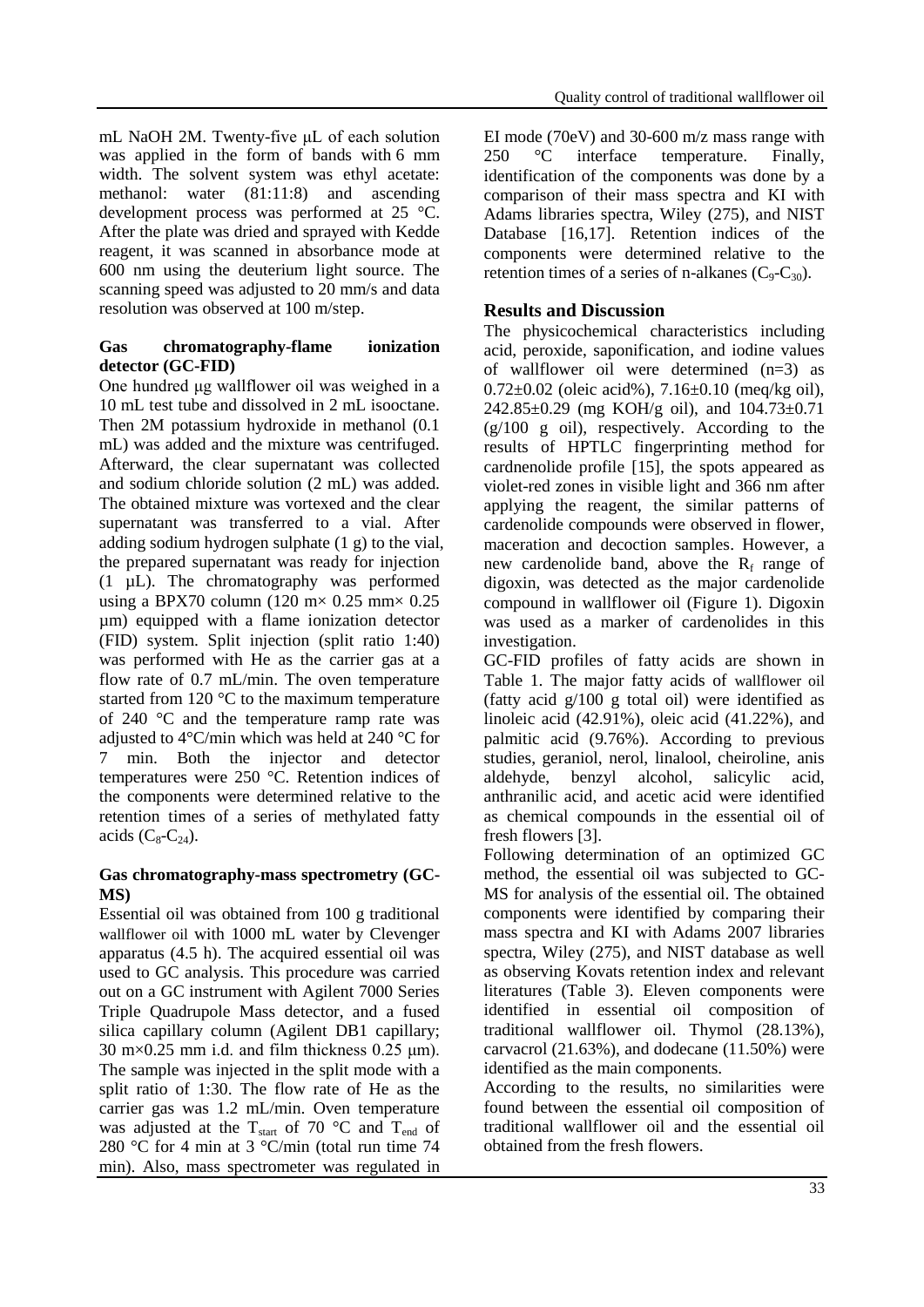mL NaOH 2M. Twenty-five μL of each solution was applied in the form of bands with 6 mm width. The solvent system was ethyl acetate: methanol: water (81:11:8) and ascending development process was performed at 25 °C. After the plate was dried and sprayed with Kedde reagent, it was scanned in absorbance mode at 600 nm using the deuterium light source. The scanning speed was adjusted to 20 mm/s and data resolution was observed at 100 m/step.

#### Gas chromatography-flame ionization detector (GC-FID)

One hundred μg wallflower oil was weighed in a 10 mL test tube and dissolved in 2 mL isooctane. Then 2M potassium hydroxide in methanol (0.1 mL) was added and the mixture was centrifuged. Afterward, the clear supernatant was collected and sodium chloride solution (2 mL) was added. The obtained mixture was vortexed and the clear supernatant was transferred to a vial. After adding sodium hydrogen sulphate (1 g) to the vial, the prepared supernatant was ready for injection (1 μL). The chromatography was performed using a BPX70 column (120 m× 0.25 mm× 0.25 μm) equipped with a flame ionization detector (FID) system. Split injection (split ratio 1:40) was performed with He as the carrier gas at a flow rate of 0.7 mL/min. The oven temperature started from 120 °C to the maximum temperature of 240 °C and the temperature ramp rate was adjusted to 4°C/min which was held at 240 °C for 7 min. Both the injector and detector temperatures were 250 °C. Retention indices of the components were determined relative to the retention times of a series of methylated fatty acids ($C_8$-$C_{24}$).

#### Gas chromatography-mass spectrometry (GC-MS)

Essential oil was obtained from 100 g traditional wallflower oil with 1000 mL water by Clevenger apparatus (4.5 h). The acquired essential oil was used to GC analysis. This procedure was carried out on a GC instrument with Agilent 7000 Series Triple Quadrupole Mass detector, and a fused silica capillary column (Agilent DB1 capillary; 30 m×0.25 mm i.d. and film thickness 0.25 μm). The sample was injected in the split mode with a split ratio of 1:30. The flow rate of He as the carrier gas was 1.2 mL/min. Oven temperature was adjusted at the $T_{start}$ of 70 °C and $T_{end}$ of 280 °C for 4 min at 3 °C/min (total run time 74 min). Also, mass spectrometer was regulated in EI mode (70eV) and 30-600 m/z mass range with 250 °C interface temperature. Finally, identification of the components was done by a comparison of their mass spectra and KI with Adams libraries spectra, Wiley (275), and NIST Database [16,17]. Retention indices of the components were determined relative to the retention times of a series of n-alkanes ($C_9$-$C_{30}$).

### Results and Discussion

The physicochemical characteristics including acid, peroxide, saponification, and iodine values of wallflower oil were determined (n=3) as 0.72±0.02 (oleic acid%), 7.16±0.10 (meq/kg oil), 242.85±0.29 (mg KOH/g oil), and 104.73±0.71 (g/100 g oil), respectively. According to the results of HPTLC fingerprinting method for cardnenolide profile [15], the spots appeared as violet-red zones in visible light and 366 nm after applying the reagent, the similar patterns of cardenolide compounds were observed in flower, maceration and decoction samples. However, a new cardenolide band, above the $R_f$ range of digoxin, was detected as the major cardenolide compound in wallflower oil (Figure 1). Digoxin was used as a marker of cardenolides in this investigation.

GC-FID profiles of fatty acids are shown in Table 1. The major fatty acids of wallflower oil (fatty acid g/100 g total oil) were identified as linoleic acid (42.91%), oleic acid (41.22%), and palmitic acid (9.76%). According to previous studies, geraniol, nerol, linalool, cheiroline, anis aldehyde, benzyl alcohol, salicylic acid, anthranilic acid, and acetic acid were identified as chemical compounds in the essential oil of fresh flowers [3].

Following determination of an optimized GC method, the essential oil was subjected to GC-MS for analysis of the essential oil. The obtained components were identified by comparing their mass spectra and KI with Adams 2007 libraries spectra, Wiley (275), and NIST database as well as observing Kovats retention index and relevant literatures (Table 3). Eleven components were identified in essential oil composition of traditional wallflower oil. Thymol (28.13%), carvacrol (21.63%), and dodecane (11.50%) were identified as the main components.

According to the results, no similarities were found between the essential oil composition of traditional wallflower oil and the essential oil obtained from the fresh flowers.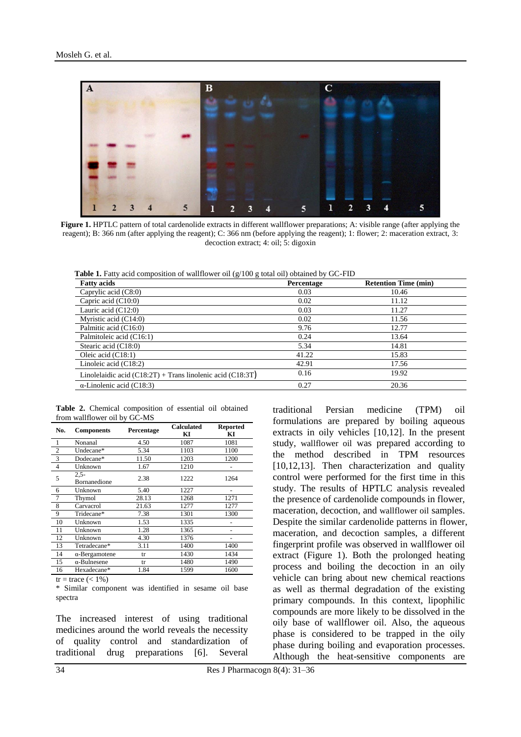**Figure 1.** HPTLC pattern of total cardenolide extracts in different wallflower preparations; A: visible range (after applying the reagent); B: 366 nm (after applying the reagent); C: 366 nm (before applying the reagent); 1: flower; 2: maceration extract, 3: decoction extract; 4: oil; 5: digoxin

**Table 1.** Fatty acid composition of wallflower oil (g/100 g total oil) obtained by GC-FID

| Fatty acids | Percentage | Retention Time (min) |
|---|---|---|
| Caprylic acid (C8:0) | 0.03 | 10.46 |
| Capric acid (C10:0) | 0.02 | 11.12 |
| Lauric acid (C12:0) | 0.03 | 11.27 |
| Myristic acid (C14:0) | 0.02 | 11.56 |
| Palmitic acid (C16:0) | 9.76 | 12.77 |
| Palmitoleic acid (C16:1) | 0.24 | 13.64 |
| Stearic acid (C18:0) | 5.34 | 14.81 |
| Oleic acid (C18:1) | 41.22 | 15.83 |
| Linoleic acid (C18:2) | 42.91 | 17.56 |
| Linolelaidic acid (C18:2T) + Trans linolenic acid (C18:3T) | 0.16 | 19.92 |
| α-Linolenic acid (C18:3) | 0.27 | 20.36 |

**Table 2.** Chemical composition of essential oil obtained from wallflower oil by GC-MS

| No. | Components | Percentage | Calculated KI | Reported KI |
|---|---|---|---|---|
| 1 | Nonanal | 4.50 | 1087 | 1081 |
| 2 | Undecane* | 5.34 | 1103 | 1100 |
| 3 | Dodecane* | 11.50 | 1203 | 1200 |
| 4 | Unknown | 1.67 | 1210 | - |
| 5 | 2,5-Bornanedione | 2.38 | 1222 | 1264 |
| 6 | Unknown | 5.40 | 1227 | - |
| 7 | Thymol | 28.13 | 1268 | 1271 |
| 8 | Carvacrol | 21.63 | 1277 | 1277 |
| 9 | Tridecane* | 7.38 | 1301 | 1300 |
| 10 | Unknown | 1.53 | 1335 | - |
| 11 | Unknown | 1.28 | 1365 | - |
| 12 | Unknown | 4.30 | 1376 | - |
| 13 | Tetradecane* | 3.11 | 1400 | 1400 |
| 14 | α-Bergamotene | tr | 1430 | 1434 |
| 15 | α-Bulnesene | tr | 1480 | 1490 |
| 16 | Hexadecane* | 1.84 | 1599 | 1600 |

tr = trace (< 1%)

* Similar component was identified in sesame oil base spectra

The increased interest of using traditional medicines around the world reveals the necessity of quality control and standardization of traditional drug preparations [6]. Several traditional Persian medicine (TPM) oil formulations are prepared by boiling aqueous extracts in oily vehicles [10,12]. In the present study, wallflower oil was prepared according to the method described in TPM resources [10,12,13]. Then characterization and quality control were performed for the first time in this study. The results of HPTLC analysis revealed the presence of cardenolide compounds in flower, maceration, decoction, and wallflower oil samples. Despite the similar cardenolide patterns in flower, maceration, and decoction samples, a different fingerprint profile was observed in wallflower oil extract (Figure 1). Both the prolonged heating process and boiling the decoction in an oily vehicle can bring about new chemical reactions as well as thermal degradation of the existing primary compounds. In this context, lipophilic compounds are more likely to be dissolved in the oily base of wallflower oil. Also, the aqueous phase is considered to be trapped in the oily phase during boiling and evaporation processes. Although the heat-sensitive components are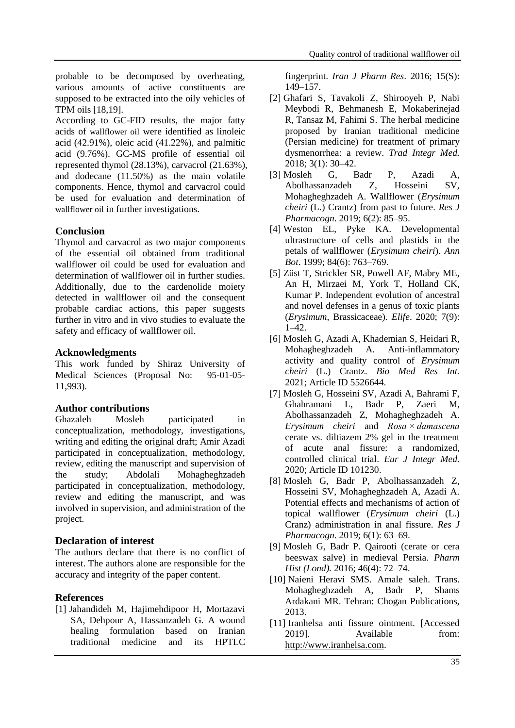probable to be decomposed by overheating, various amounts of active constituents are supposed to be extracted into the oily vehicles of TPM oils [18,19].

According to GC-FID results, the major fatty acids of wallflower oil were identified as linoleic acid (42.91%), oleic acid (41.22%), and palmitic acid (9.76%). GC-MS profile of essential oil represented thymol (28.13%), carvacrol (21.63%), and dodecane (11.50%) as the main volatile components. Hence, thymol and carvacrol could be used for evaluation and determination of wallflower oil in further investigations.

## Conclusion

Thymol and carvacrol as two major components of the essential oil obtained from traditional wallflower oil could be used for evaluation and determination of wallflower oil in further studies. Additionally, due to the cardenolide moiety detected in wallflower oil and the consequent probable cardiac actions, this paper suggests further in vitro and in vivo studies to evaluate the safety and efficacy of wallflower oil.

## Acknowledgments

This work funded by Shiraz University of Medical Sciences (Proposal No: 95-01-05-11,993).

## Author contributions

Ghazaleh Mosleh participated in conceptualization, methodology, investigations, writing and editing the original draft; Amir Azadi participated in conceptualization, methodology, review, editing the manuscript and supervision of the study; Abdolali Mohagheghzadeh participated in conceptualization, methodology, review and editing the manuscript, and was involved in supervision, and administration of the project.

## Declaration of interest

The authors declare that there is no conflict of interest. The authors alone are responsible for the accuracy and integrity of the paper content.

## References

[1] Jahandideh M, Hajimehdipoor H, Mortazavi SA, Dehpour A, Hassanzadeh G. A wound healing formulation based on Iranian traditional medicine and its HPTLC fingerprint. *Iran J Pharm Res*. 2016; 15(S): 149–157.

[2] Ghafari S, Tavakoli Z, Shirooyeh P, Nabi Meybodi R, Behmanesh E, Mokaberinejad R, Tansaz M, Fahimi S. The herbal medicine proposed by Iranian traditional medicine (Persian medicine) for treatment of primary dysmenorrhea: a review. *Trad Integr Med.* 2018; 3(1): 30–42.

[3] Mosleh G, Badr P, Azadi A, Abolhassanzadeh Z, Hosseini SV, Mohagheghzadeh A. Wallflower (*Erysimum cheiri* (L.) Crantz) from past to future. *Res J Pharmacogn*. 2019; 6(2): 85–95.

[4] Weston EL, Pyke KA. Developmental ultrastructure of cells and plastids in the petals of wallflower (*Erysimum cheiri*). *Ann Bot*. 1999; 84(6): 763–769.

[5] Züst T, Strickler SR, Powell AF, Mabry ME, An H, Mirzaei M, York T, Holland CK, Kumar P. Independent evolution of ancestral and novel defenses in a genus of toxic plants (*Erysimum*, Brassicaceae). *Elife*. 2020; 7(9): 1–42.

[6] Mosleh G, Azadi A, Khademian S, Heidari R, Mohagheghzadeh A. Anti-inflammatory activity and quality control of *Erysimum cheiri* (L.) Crantz. *Bio Med Res Int.* 2021; Article ID 5526644.

[7] Mosleh G, Hosseini SV, Azadi A, Bahrami F, Ghahramani L, Badr P, Zaeri M, Abolhassanzadeh Z, Mohagheghzadeh A. *Erysimum cheiri* and *Rosa × damascena* cerate vs. diltiazem 2% gel in the treatment of acute anal fissure: a randomized, controlled clinical trial. *Eur J Integr Med*. 2020; Article ID 101230.

[8] Mosleh G, Badr P, Abolhassanzadeh Z, Hosseini SV, Mohagheghzadeh A, Azadi A. Potential effects and mechanisms of action of topical wallflower (*Erysimum cheiri* (L.) Cranz) administration in anal fissure. *Res J Pharmacogn*. 2019; 6(1): 63–69.

[9] Mosleh G, Badr P. Qairooti (cerate or cera beeswax salve) in medieval Persia. *Pharm Hist (Lond).* 2016; 46(4): 72–74.

[10] Naieni Heravi SMS. Amale saleh. Trans. Mohagheghzadeh A, Badr P, Shams Ardakani MR. Tehran: Chogan Publications, 2013.

[11] Iranhelsa anti fissure ointment. [Accessed 2019]. Available from: http://www.iranhelsa.com.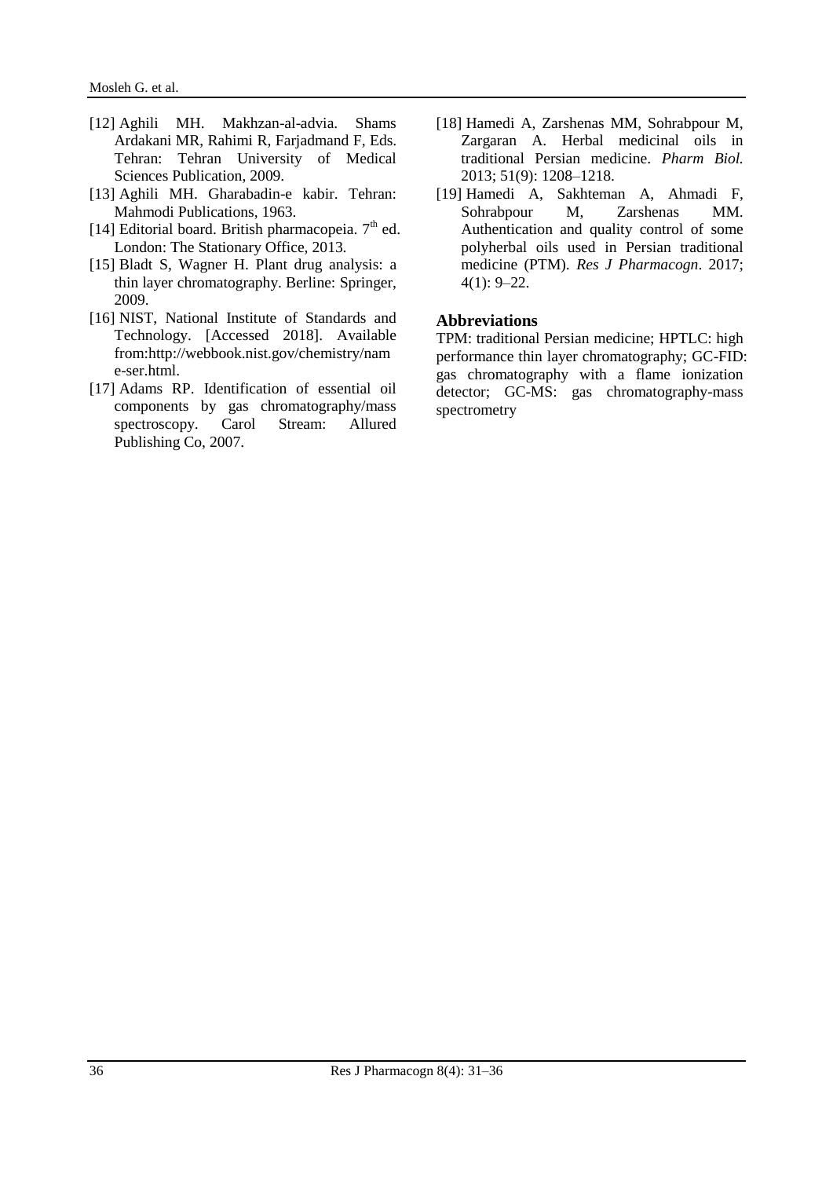[12] Aghili MH. Makhzan-al-advia. Shams Ardakani MR, Rahimi R, Farjadmand F, Eds. Tehran: Tehran University of Medical Sciences Publication, 2009.

[13] Aghili MH. Gharabadin-e kabir. Tehran: Mahmodi Publications, 1963.

[14] Editorial board. British pharmacopeia. 7th ed. London: The Stationary Office, 2013.

[15] Bladt S, Wagner H. Plant drug analysis: a thin layer chromatography. Berline: Springer, 2009.

[16] NIST, National Institute of Standards and Technology. [Accessed 2018]. Available from:http://webbook.nist.gov/chemistry/name-ser.html.

[17] Adams RP. Identification of essential oil components by gas chromatography/mass spectroscopy. Carol Stream: Allured Publishing Co, 2007.

[18] Hamedi A, Zarshenas MM, Sohrabpour M, Zargaran A. Herbal medicinal oils in traditional Persian medicine. *Pharm Biol.* 2013; 51(9): 1208–1218.

[19] Hamedi A, Sakhteman A, Ahmadi F, Sohrabpour M, Zarshenas MM. Authentication and quality control of some polyherbal oils used in Persian traditional medicine (PTM). *Res J Pharmacogn*. 2017; 4(1): 9–22.

## Abbreviations

TPM: traditional Persian medicine; HPTLC: high performance thin layer chromatography; GC-FID: gas chromatography with a flame ionization detector; GC-MS: gas chromatography-mass spectrometry